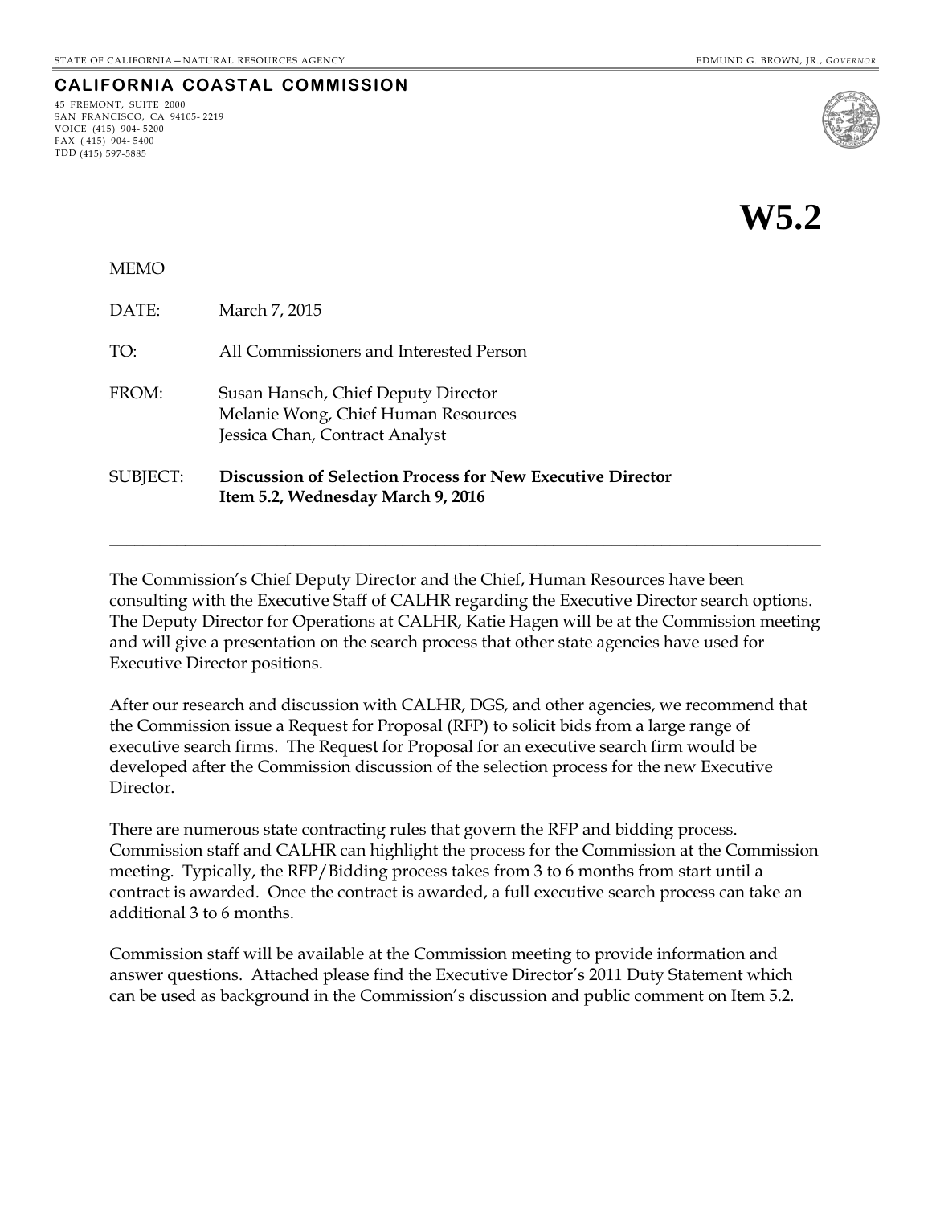STATE OF CALIFORNIA—NATURAL RESOURCES AGENCY — EDMUND G. BROWN, JR., *GOVERNOR*

**CALIFORNIA COASTAL COMMISSION**

45 FREMONT, SUITE 2000
SAN FRANCISCO, CA 94105- 2219
VOICE (415) 904- 5200
FAX ( 415) 904- 5400
TDD (415) 597-5885

# W5.2

MEMO

DATE: March 7, 2015

TO: All Commissioners and Interested Person

FROM: Susan Hansch, Chief Deputy Director
Melanie Wong, Chief Human Resources
Jessica Chan, Contract Analyst

SUBJECT: **Discussion of Selection Process for New Executive Director**
**Item 5.2, Wednesday March 9, 2016**

---

The Commission's Chief Deputy Director and the Chief, Human Resources have been consulting with the Executive Staff of CALHR regarding the Executive Director search options. The Deputy Director for Operations at CALHR, Katie Hagen will be at the Commission meeting and will give a presentation on the search process that other state agencies have used for Executive Director positions.

After our research and discussion with CALHR, DGS, and other agencies, we recommend that the Commission issue a Request for Proposal (RFP) to solicit bids from a large range of executive search firms. The Request for Proposal for an executive search firm would be developed after the Commission discussion of the selection process for the new Executive Director.

There are numerous state contracting rules that govern the RFP and bidding process. Commission staff and CALHR can highlight the process for the Commission at the Commission meeting. Typically, the RFP/Bidding process takes from 3 to 6 months from start until a contract is awarded. Once the contract is awarded, a full executive search process can take an additional 3 to 6 months.

Commission staff will be available at the Commission meeting to provide information and answer questions. Attached please find the Executive Director's 2011 Duty Statement which can be used as background in the Commission's discussion and public comment on Item 5.2.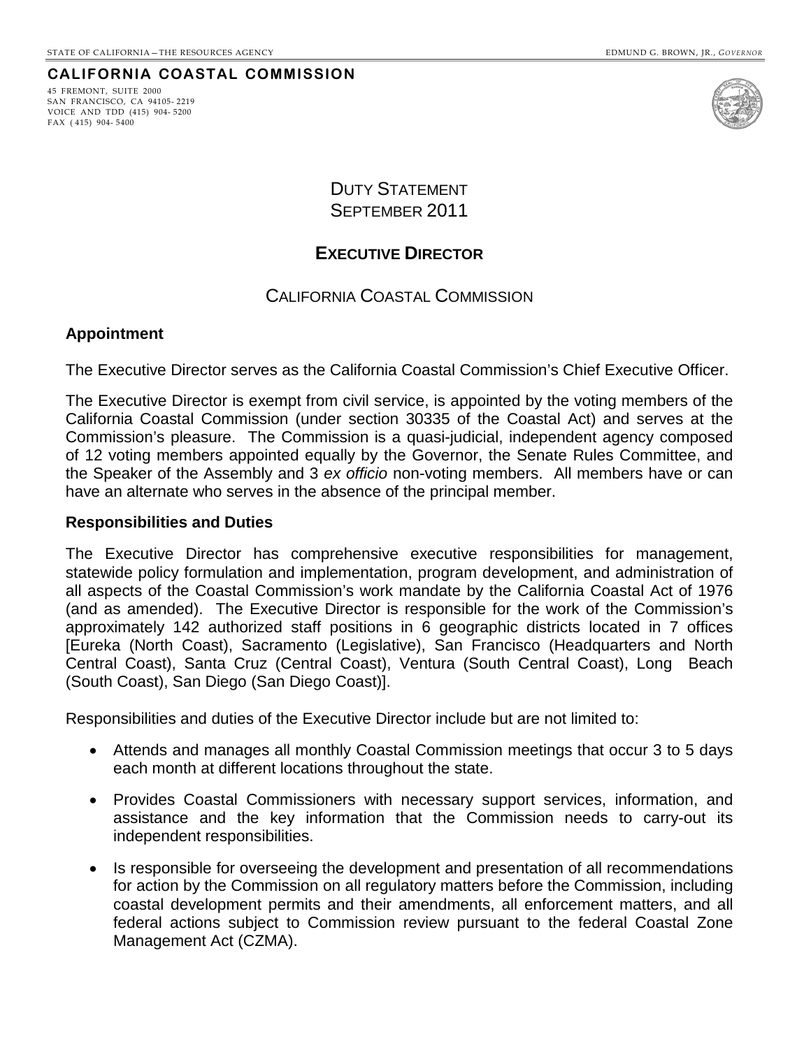STATE OF CALIFORNIA – THE RESOURCES AGENCY EDMUND G. BROWN, JR., *GOVERNOR*

**CALIFORNIA COASTAL COMMISSION**

45 FREMONT, SUITE 2000
SAN FRANCISCO, CA 94105- 2219
VOICE AND TDD (415) 904- 5200
FAX ( 415) 904- 5400

DUTY STATEMENT
SEPTEMBER 2011

**EXECUTIVE DIRECTOR**

CALIFORNIA COASTAL COMMISSION

**Appointment**

The Executive Director serves as the California Coastal Commission's Chief Executive Officer.

The Executive Director is exempt from civil service, is appointed by the voting members of the California Coastal Commission (under section 30335 of the Coastal Act) and serves at the Commission's pleasure. The Commission is a quasi-judicial, independent agency composed of 12 voting members appointed equally by the Governor, the Senate Rules Committee, and the Speaker of the Assembly and 3 *ex officio* non-voting members. All members have or can have an alternate who serves in the absence of the principal member.

**Responsibilities and Duties**

The Executive Director has comprehensive executive responsibilities for management, statewide policy formulation and implementation, program development, and administration of all aspects of the Coastal Commission's work mandate by the California Coastal Act of 1976 (and as amended). The Executive Director is responsible for the work of the Commission's approximately 142 authorized staff positions in 6 geographic districts located in 7 offices [Eureka (North Coast), Sacramento (Legislative), San Francisco (Headquarters and North Central Coast), Santa Cruz (Central Coast), Ventura (South Central Coast), Long Beach (South Coast), San Diego (San Diego Coast)].

Responsibilities and duties of the Executive Director include but are not limited to:

- Attends and manages all monthly Coastal Commission meetings that occur 3 to 5 days each month at different locations throughout the state.
- Provides Coastal Commissioners with necessary support services, information, and assistance and the key information that the Commission needs to carry-out its independent responsibilities.
- Is responsible for overseeing the development and presentation of all recommendations for action by the Commission on all regulatory matters before the Commission, including coastal development permits and their amendments, all enforcement matters, and all federal actions subject to Commission review pursuant to the federal Coastal Zone Management Act (CZMA).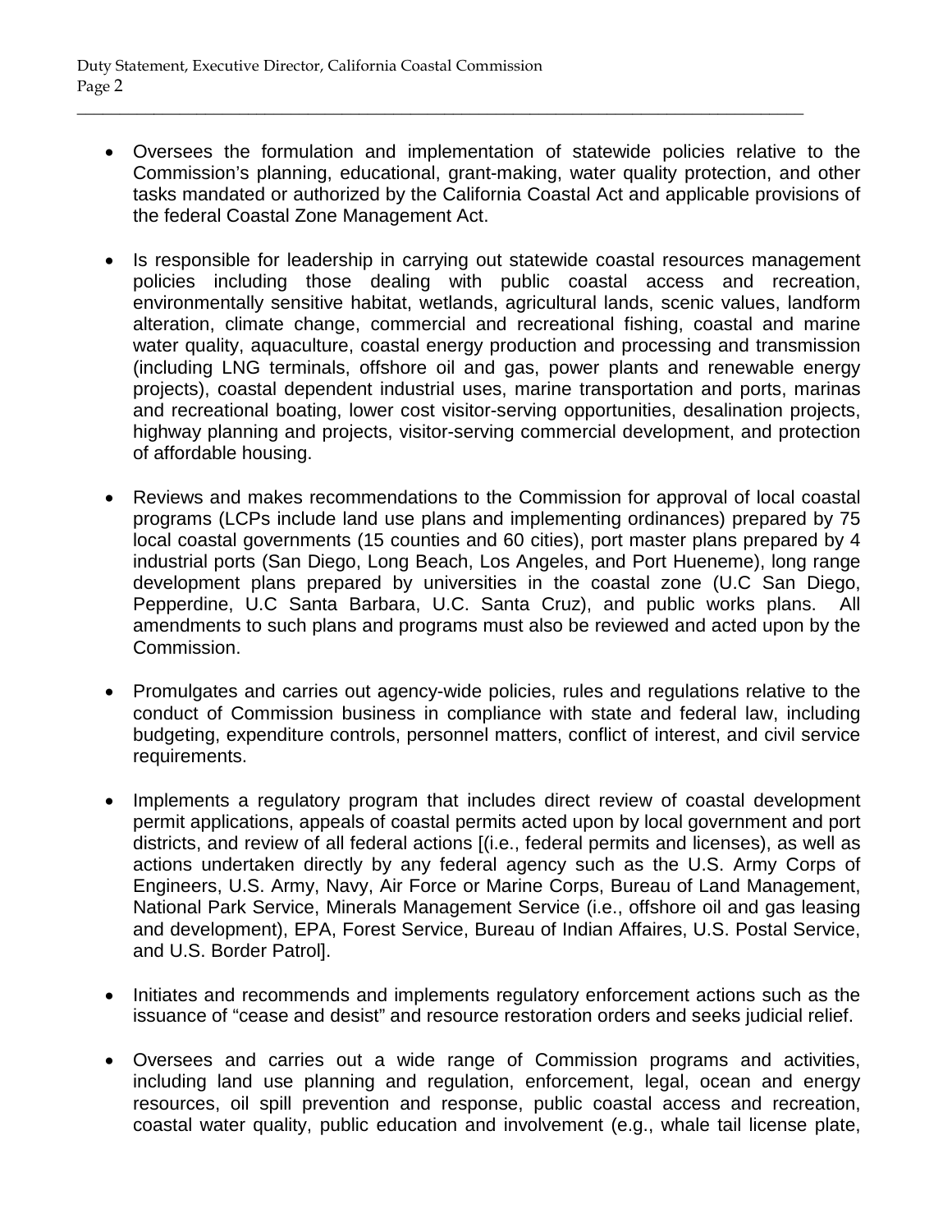- Oversees the formulation and implementation of statewide policies relative to the Commission's planning, educational, grant-making, water quality protection, and other tasks mandated or authorized by the California Coastal Act and applicable provisions of the federal Coastal Zone Management Act.

- Is responsible for leadership in carrying out statewide coastal resources management policies including those dealing with public coastal access and recreation, environmentally sensitive habitat, wetlands, agricultural lands, scenic values, landform alteration, climate change, commercial and recreational fishing, coastal and marine water quality, aquaculture, coastal energy production and processing and transmission (including LNG terminals, offshore oil and gas, power plants and renewable energy projects), coastal dependent industrial uses, marine transportation and ports, marinas and recreational boating, lower cost visitor-serving opportunities, desalination projects, highway planning and projects, visitor-serving commercial development, and protection of affordable housing.

- Reviews and makes recommendations to the Commission for approval of local coastal programs (LCPs include land use plans and implementing ordinances) prepared by 75 local coastal governments (15 counties and 60 cities), port master plans prepared by 4 industrial ports (San Diego, Long Beach, Los Angeles, and Port Hueneme), long range development plans prepared by universities in the coastal zone (U.C San Diego, Pepperdine, U.C Santa Barbara, U.C. Santa Cruz), and public works plans. All amendments to such plans and programs must also be reviewed and acted upon by the Commission.

- Promulgates and carries out agency-wide policies, rules and regulations relative to the conduct of Commission business in compliance with state and federal law, including budgeting, expenditure controls, personnel matters, conflict of interest, and civil service requirements.

- Implements a regulatory program that includes direct review of coastal development permit applications, appeals of coastal permits acted upon by local government and port districts, and review of all federal actions [(i.e., federal permits and licenses), as well as actions undertaken directly by any federal agency such as the U.S. Army Corps of Engineers, U.S. Army, Navy, Air Force or Marine Corps, Bureau of Land Management, National Park Service, Minerals Management Service (i.e., offshore oil and gas leasing and development), EPA, Forest Service, Bureau of Indian Affaires, U.S. Postal Service, and U.S. Border Patrol].

- Initiates and recommends and implements regulatory enforcement actions such as the issuance of "cease and desist" and resource restoration orders and seeks judicial relief.

- Oversees and carries out a wide range of Commission programs and activities, including land use planning and regulation, enforcement, legal, ocean and energy resources, oil spill prevention and response, public coastal access and recreation, coastal water quality, public education and involvement (e.g., whale tail license plate,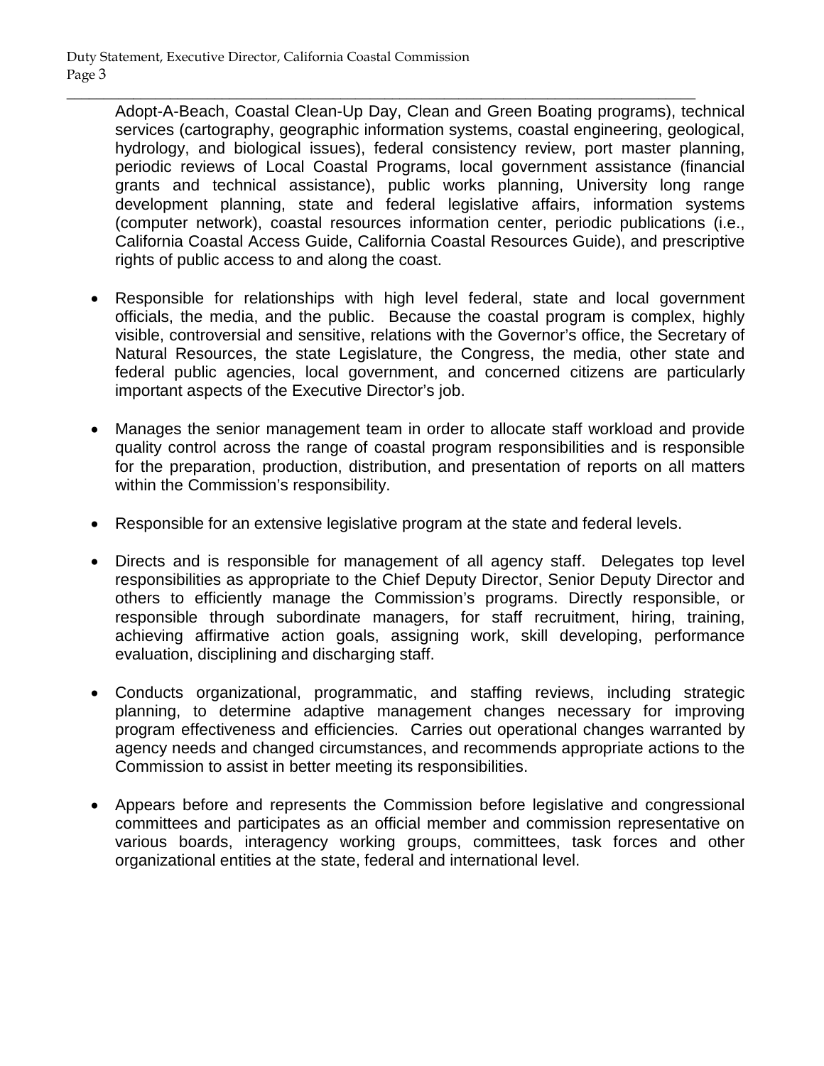Adopt-A-Beach, Coastal Clean-Up Day, Clean and Green Boating programs), technical services (cartography, geographic information systems, coastal engineering, geological, hydrology, and biological issues), federal consistency review, port master planning, periodic reviews of Local Coastal Programs, local government assistance (financial grants and technical assistance), public works planning, University long range development planning, state and federal legislative affairs, information systems (computer network), coastal resources information center, periodic publications (i.e., California Coastal Access Guide, California Coastal Resources Guide), and prescriptive rights of public access to and along the coast.

- Responsible for relationships with high level federal, state and local government officials, the media, and the public. Because the coastal program is complex, highly visible, controversial and sensitive, relations with the Governor's office, the Secretary of Natural Resources, the state Legislature, the Congress, the media, other state and federal public agencies, local government, and concerned citizens are particularly important aspects of the Executive Director's job.

- Manages the senior management team in order to allocate staff workload and provide quality control across the range of coastal program responsibilities and is responsible for the preparation, production, distribution, and presentation of reports on all matters within the Commission's responsibility.

- Responsible for an extensive legislative program at the state and federal levels.

- Directs and is responsible for management of all agency staff. Delegates top level responsibilities as appropriate to the Chief Deputy Director, Senior Deputy Director and others to efficiently manage the Commission's programs. Directly responsible, or responsible through subordinate managers, for staff recruitment, hiring, training, achieving affirmative action goals, assigning work, skill developing, performance evaluation, disciplining and discharging staff.

- Conducts organizational, programmatic, and staffing reviews, including strategic planning, to determine adaptive management changes necessary for improving program effectiveness and efficiencies. Carries out operational changes warranted by agency needs and changed circumstances, and recommends appropriate actions to the Commission to assist in better meeting its responsibilities.

- Appears before and represents the Commission before legislative and congressional committees and participates as an official member and commission representative on various boards, interagency working groups, committees, task forces and other organizational entities at the state, federal and international level.